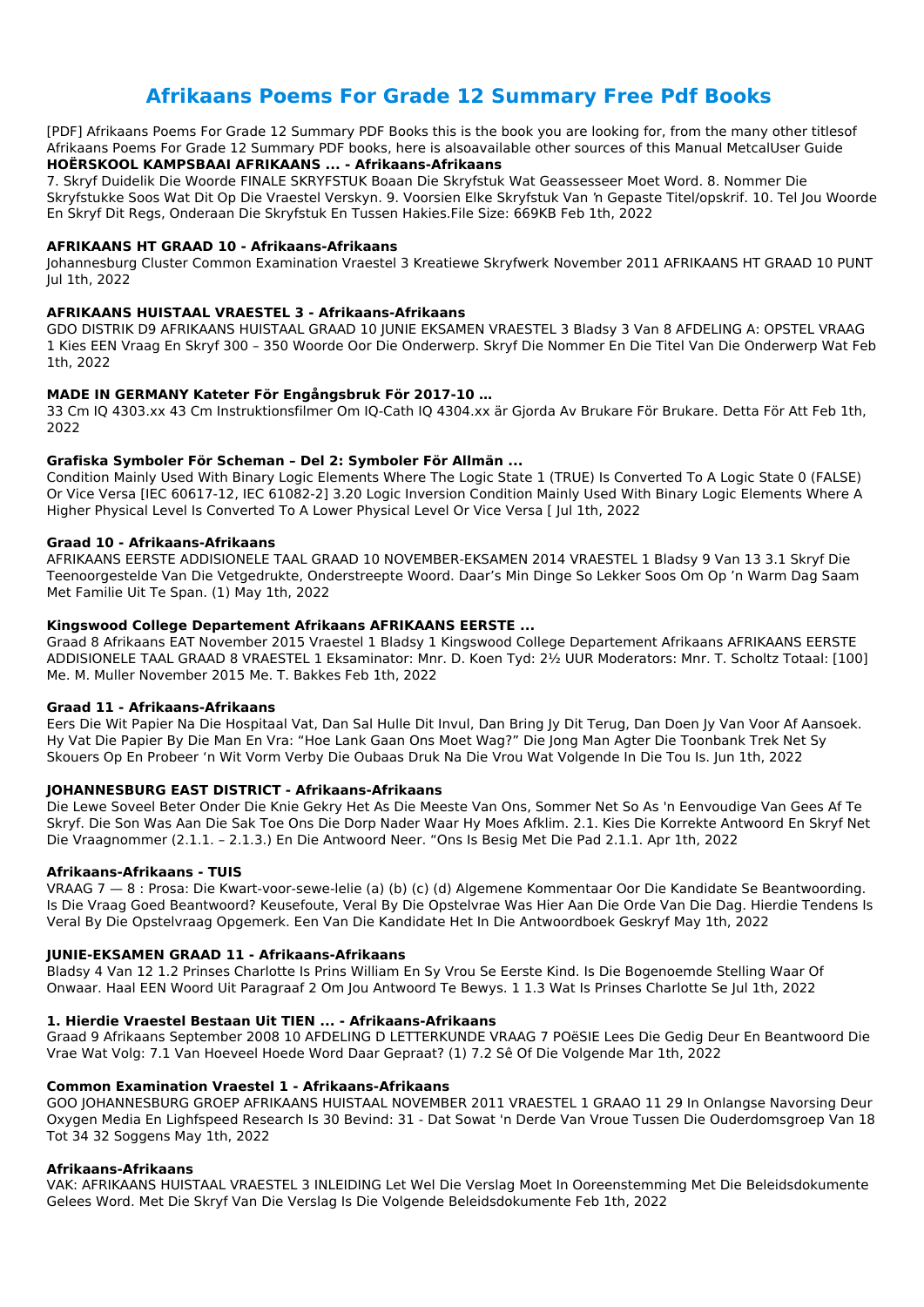# Afrikaans Poems For Grade 12 Summary Free Pdf Books

[PDF] Afrikaans Poems For Grade 12 Summary PDF Books this is the book you are looking for, from the many other titlesof Afrikaans Poems For Grade 12 Summary PDF books, here is alsoavailable other sources of this Manual MetcalUser Guide

### HOËRSKOOL KAMPSBAAI AFRIKAANS ... - Afrikaans-Afrikaans

7. Skryf Duidelik Die Woorde FINALE SKRYFSTUK Boaan Die Skryfstuk Wat Geassesseer Moet Word. 8. Nommer Die Skryfstukke Soos Wat Dit Op Die Vraestel Verskyn. 9. Voorsien Elke Skryfstuk Van 'n Gepaste Titel/opskrif. 10. Tel Jou Woorde En Skryf Dit Regs, Onderaan Die Skryfstuk En Tussen Hakies.File Size: 669KB Feb 1th, 2022

### AFRIKAANS HT GRAAD 10 - Afrikaans-Afrikaans

Johannesburg Cluster Common Examination Vraestel 3 Kreatiewe Skryfwerk November 2011 AFRIKAANS HT GRAAD 10 PUNT Jul 1th, 2022

### AFRIKAANS HUISTAAL VRAESTEL 3 - Afrikaans-Afrikaans

GDO DISTRIK D9 AFRIKAANS HUISTAAL GRAAD 10 JUNIE EKSAMEN VRAESTEL 3 Bladsy 3 Van 8 AFDELING A: OPSTEL VRAAG 1 Kies EEN Vraag En Skryf 300 – 350 Woorde Oor Die Onderwerp. Skryf Die Nommer En Die Titel Van Die Onderwerp Wat Feb 1th, 2022

### MADE IN GERMANY Kateter För Engångsbruk För 2017-10 …

33 Cm IQ 4303.xx 43 Cm Instruktionsfilmer Om IQ-Cath IQ 4304.xx är Gjorda Av Brukare För Brukare. Detta För Att Feb 1th, 2022

### Grafiska Symboler För Scheman – Del 2: Symboler För Allmän ...

Condition Mainly Used With Binary Logic Elements Where The Logic State 1 (TRUE) Is Converted To A Logic State 0 (FALSE) Or Vice Versa [IEC 60617-12, IEC 61082-2] 3.20 Logic Inversion Condition Mainly Used With Binary Logic Elements Where A Higher Physical Level Is Converted To A Lower Physical Level Or Vice Versa [ Jul 1th, 2022

### Graad 10 - Afrikaans-Afrikaans

AFRIKAANS EERSTE ADDISIONELE TAAL GRAAD 10 NOVEMBER-EKSAMEN 2014 VRAESTEL 1 Bladsy 9 Van 13 3.1 Skryf Die Teenoorgestelde Van Die Vetgedrukte, Onderstreepte Woord. Daar's Min Dinge So Lekker Soos Om Op 'n Warm Dag Saam Met Familie Uit Te Span. (1) May 1th, 2022

### Kingswood College Departement Afrikaans AFRIKAANS EERSTE ...

Graad 8 Afrikaans EAT November 2015 Vraestel 1 Bladsy 1 Kingswood College Departement Afrikaans AFRIKAANS EERSTE ADDISIONELE TAAL GRAAD 8 VRAESTEL 1 Eksaminator: Mnr. D. Koen Tyd: 2½ UUR Moderators: Mnr. T. Scholtz Totaal: [100] Me. M. Muller November 2015 Me. T. Bakkes Feb 1th, 2022

### Graad 11 - Afrikaans-Afrikaans

Eers Die Wit Papier Na Die Hospitaal Vat, Dan Sal Hulle Dit Invul, Dan Bring Jy Dit Terug, Dan Doen Jy Van Voor Af Aansoek. Hy Vat Die Papier By Die Man En Vra: "Hoe Lank Gaan Ons Moet Wag?" Die Jong Man Agter Die Toonbank Trek Net Sy Skouers Op En Probeer 'n Wit Vorm Verby Die Oubaas Druk Na Die Vrou Wat Volgende In Die Tou Is. Jun 1th, 2022

### JOHANNESBURG EAST DISTRICT - Afrikaans-Afrikaans

Die Lewe Soveel Beter Onder Die Knie Gekry Het As Die Meeste Van Ons, Sommer Net So As 'n Eenvoudige Van Gees Af Te Skryf. Die Son Was Aan Die Sak Toe Ons Die Dorp Nader Waar Hy Moes Afklim. 2.1. Kies Die Korrekte Antwoord En Skryf Net Die Vraagnommer (2.1.1. – 2.1.3.) En Die Antwoord Neer. "Ons Is Besig Met Die Pad 2.1.1. Apr 1th, 2022

### Afrikaans-Afrikaans - TUIS

VRAAG 7 — 8 : Prosa: Die Kwart-voor-sewe-lelie (a) (b) (c) (d) Algemene Kommentaar Oor Die Kandidate Se Beantwoording. Is Die Vraag Goed Beantwoord? Keusefoute, Veral By Die Opstelvrae Was Hier Aan Die Orde Van Die Dag. Hierdie Tendens Is Veral By Die Opstelvraag Opgemerk. Een Van Die Kandidate Het In Die Antwoordboek Geskryf May 1th, 2022

### JUNIE-EKSAMEN GRAAD 11 - Afrikaans-Afrikaans

Bladsy 4 Van 12 1.2 Prinses Charlotte Is Prins William En Sy Vrou Se Eerste Kind. Is Die Bogenoemde Stelling Waar Of Onwaar. Haal EEN Woord Uit Paragraaf 2 Om Jou Antwoord Te Bewys. 1 1.3 Wat Is Prinses Charlotte Se Jul 1th, 2022

### 1. Hierdie Vraestel Bestaan Uit TIEN ... - Afrikaans-Afrikaans

Graad 9 Afrikaans September 2008 10 AFDELING D LETTERKUNDE VRAAG 7 POëSIE Lees Die Gedig Deur En Beantwoord Die Vrae Wat Volg: 7.1 Van Hoeveel Hoede Word Daar Gepraat? (1) 7.2 Sê Of Die Volgende Mar 1th, 2022

### Common Examination Vraestel 1 - Afrikaans-Afrikaans

GOO JOHANNESBURG GROEP AFRIKAANS HUISTAAL NOVEMBER 2011 VRAESTEL 1 GRAAO 11 29 In Onlangse Navorsing Deur Oxygen Media En Lighfspeed Research Is 30 Bevind: 31 - Dat Sowat 'n Derde Van Vroue Tussen Die Ouderdomsgroep Van 18 Tot 34 32 Soggens May 1th, 2022

### Afrikaans-Afrikaans

VAK: AFRIKAANS HUISTAAL VRAESTEL 3 INLEIDING Let Wel Die Verslag Moet In Ooreenstemming Met Die Beleidsdokumente Gelees Word. Met Die Skryf Van Die Verslag Is Die Volgende Beleidsdokumente Feb 1th, 2022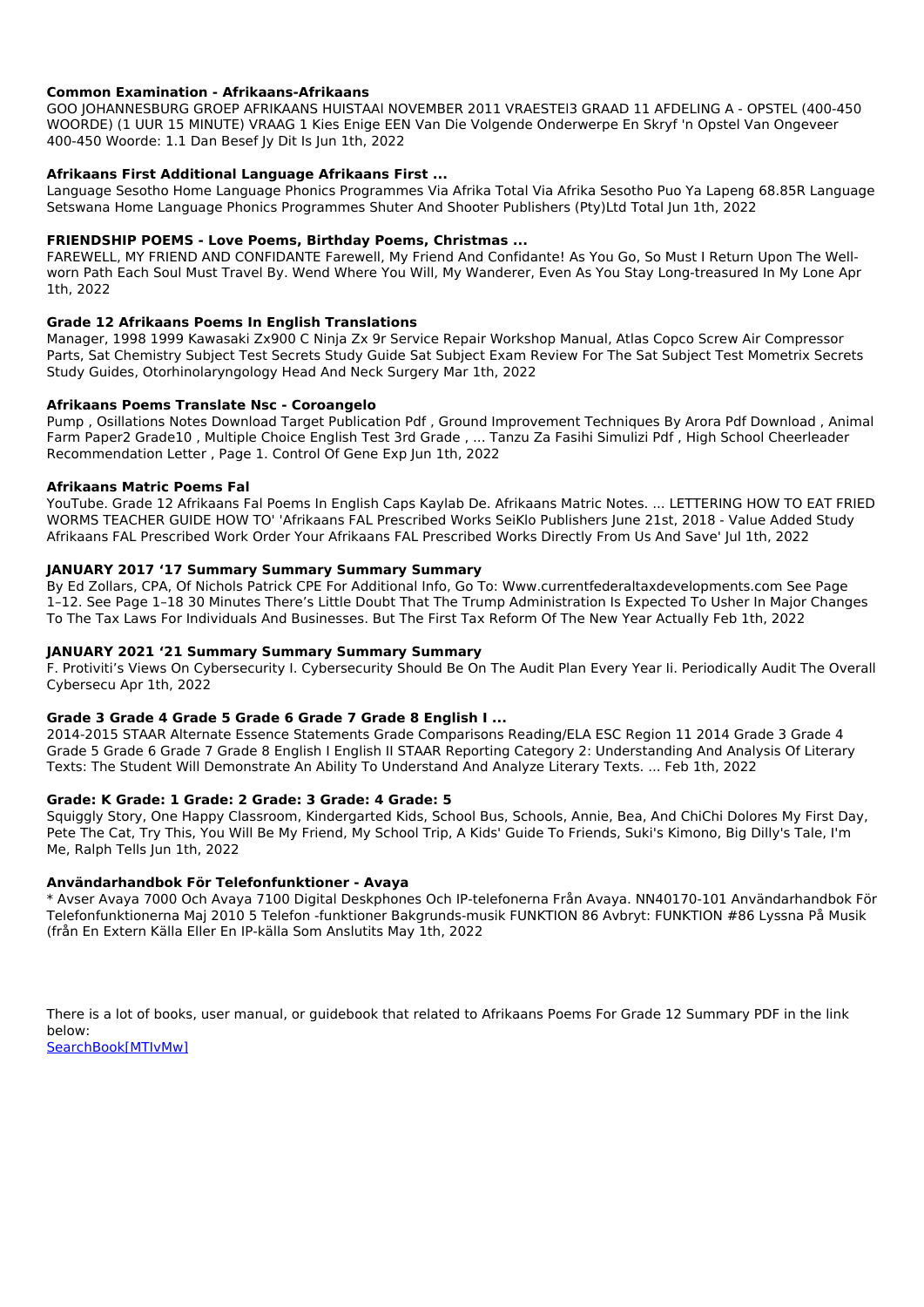### Common Examination - Afrikaans-Afrikaans

GOO JOHANNESBURG GROEP AFRIKAANS HUISTAAl NOVEMBER 2011 VRAESTEl3 GRAAD 11 AFDELING A - OPSTEL (400-450 WOORDE) (1 UUR 15 MINUTE) VRAAG 1 Kies Enige EEN Van Die Volgende Onderwerpe En Skryf 'n Opstel Van Ongeveer 400-450 Woorde: 1.1 Dan Besef Jy Dit Is Jun 1th, 2022

### Afrikaans First Additional Language Afrikaans First ...

Language Sesotho Home Language Phonics Programmes Via Afrika Total Via Afrika Sesotho Puo Ya Lapeng 68.85R Language Setswana Home Language Phonics Programmes Shuter And Shooter Publishers (Pty)Ltd Total Jun 1th, 2022

### FRIENDSHIP POEMS - Love Poems, Birthday Poems, Christmas ...

FAREWELL, MY FRIEND AND CONFIDANTE Farewell, My Friend And Confidante! As You Go, So Must I Return Upon The Well-worn Path Each Soul Must Travel By. Wend Where You Will, My Wanderer, Even As You Stay Long-treasured In My Lone Apr 1th, 2022

### Grade 12 Afrikaans Poems In English Translations

Manager, 1998 1999 Kawasaki Zx900 C Ninja Zx 9r Service Repair Workshop Manual, Atlas Copco Screw Air Compressor Parts, Sat Chemistry Subject Test Secrets Study Guide Sat Subject Exam Review For The Sat Subject Test Mometrix Secrets Study Guides, Otorhinolaryngology Head And Neck Surgery Mar 1th, 2022

### Afrikaans Poems Translate Nsc - Coroangelo

Pump , Osillations Notes Download Target Publication Pdf , Ground Improvement Techniques By Arora Pdf Download , Animal Farm Paper2 Grade10 , Multiple Choice English Test 3rd Grade , ... Tanzu Za Fasihi Simulizi Pdf , High School Cheerleader Recommendation Letter , Page 1. Control Of Gene Exp Jun 1th, 2022

### Afrikaans Matric Poems Fal

YouTube. Grade 12 Afrikaans Fal Poems In English Caps Kaylab De. Afrikaans Matric Notes. ... LETTERING HOW TO EAT FRIED WORMS TEACHER GUIDE HOW TO' 'Afrikaans FAL Prescribed Works SeiKlo Publishers June 21st, 2018 - Value Added Study Afrikaans FAL Prescribed Work Order Your Afrikaans FAL Prescribed Works Directly From Us And Save' Jul 1th, 2022

### JANUARY 2017 '17 Summary Summary Summary Summary

By Ed Zollars, CPA, Of Nichols Patrick CPE For Additional Info, Go To: Www.currentfederaltaxdevelopments.com See Page 1–12. See Page 1–18 30 Minutes There's Little Doubt That The Trump Administration Is Expected To Usher In Major Changes To The Tax Laws For Individuals And Businesses. But The First Tax Reform Of The New Year Actually Feb 1th, 2022

### JANUARY 2021 '21 Summary Summary Summary Summary

F. Protiviti's Views On Cybersecurity I. Cybersecurity Should Be On The Audit Plan Every Year Ii. Periodically Audit The Overall Cybersecu Apr 1th, 2022

### Grade 3 Grade 4 Grade 5 Grade 6 Grade 7 Grade 8 English I ...

2014-2015 STAAR Alternate Essence Statements Grade Comparisons Reading/ELA ESC Region 11 2014 Grade 3 Grade 4 Grade 5 Grade 6 Grade 7 Grade 8 English I English II STAAR Reporting Category 2: Understanding And Analysis Of Literary Texts: The Student Will Demonstrate An Ability To Understand And Analyze Literary Texts. ... Feb 1th, 2022

### Grade: K Grade: 1 Grade: 2 Grade: 3 Grade: 4 Grade: 5

Squiggly Story, One Happy Classroom, Kindergarted Kids, School Bus, Schools, Annie, Bea, And ChiChi Dolores My First Day, Pete The Cat, Try This, You Will Be My Friend, My School Trip, A Kids' Guide To Friends, Suki's Kimono, Big Dilly's Tale, I'm Me, Ralph Tells Jun 1th, 2022

### Användarhandbok För Telefonfunktioner - Avaya

* Avser Avaya 7000 Och Avaya 7100 Digital Deskphones Och IP-telefonerna Från Avaya. NN40170-101 Användarhandbok För Telefonfunktionerna Maj 2010 5 Telefon -funktioner Bakgrunds-musik FUNKTION 86 Avbryt: FUNKTION #86 Lyssna På Musik (från En Extern Källa Eller En IP-källa Som Anslutits May 1th, 2022

There is a lot of books, user manual, or guidebook that related to Afrikaans Poems For Grade 12 Summary PDF in the link below:
SearchBook[MTIvMw]